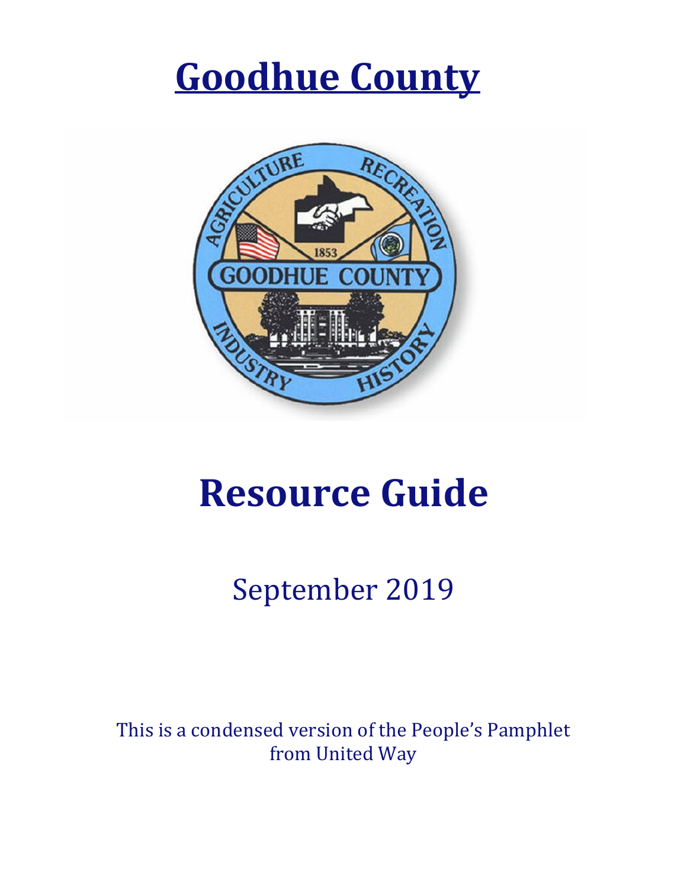# Goodhue County

# Resource Guide

September 2019

This is a condensed version of the People's Pamphlet from United Way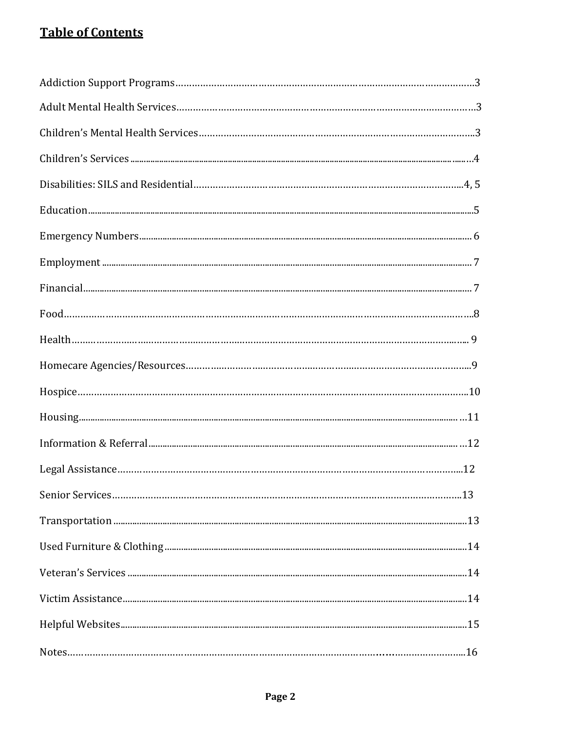# Table of Contents

| Section | Page |
|---|---|
| Addiction Support Programs | 3 |
| Adult Mental Health Services | 3 |
| Children's Mental Health Services | 3 |
| Children's Services | 4 |
| Disabilities: SILS and Residential | 4, 5 |
| Education | 5 |
| Emergency Numbers | 6 |
| Employment | 7 |
| Financial | 7 |
| Food | 8 |
| Health | 9 |
| Homecare Agencies/Resources | 9 |
| Hospice | 10 |
| Housing | 11 |
| Information & Referral | 12 |
| Legal Assistance | 12 |
| Senior Services | 13 |
| Transportation | 13 |
| Used Furniture & Clothing | 14 |
| Veteran's Services | 14 |
| Victim Assistance | 14 |
| Helpful Websites | 15 |
| Notes | 16 |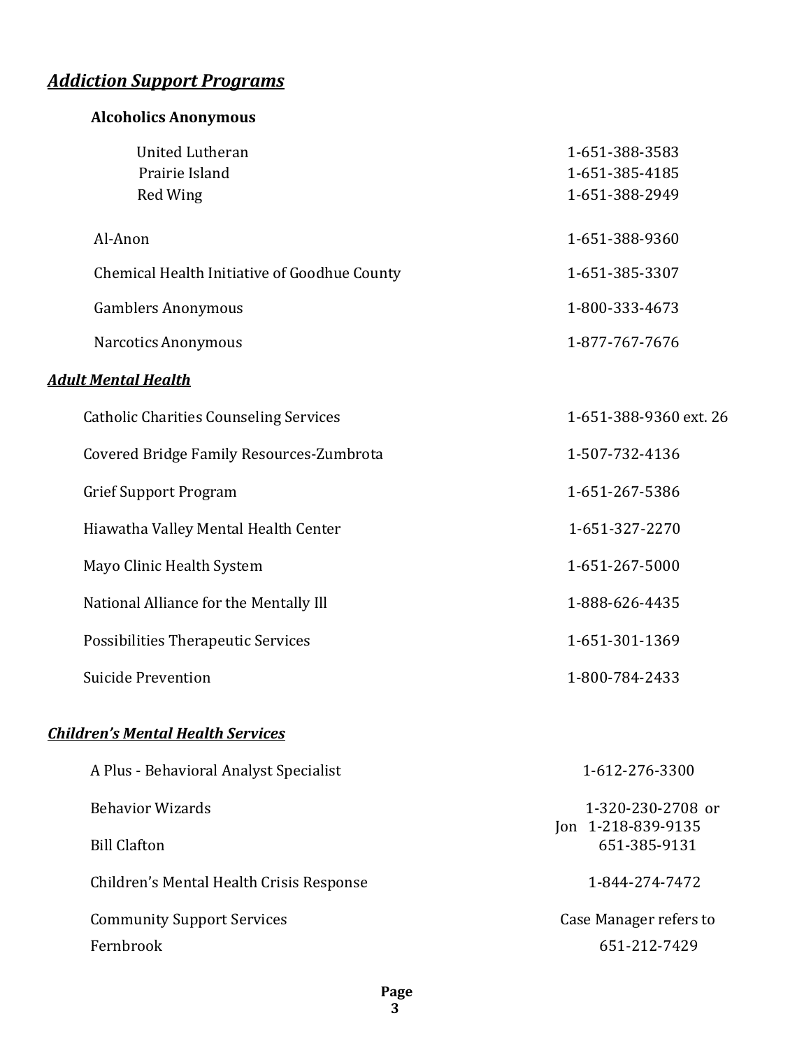## ***Addiction Support Programs***

### Alcoholics Anonymous

| | |
|---|---|
| United Lutheran | 1-651-388-3583 |
| Prairie Island | 1-651-385-4185 |
| Red Wing | 1-651-388-2949 |
| Al-Anon | 1-651-388-9360 |
| Chemical Health Initiative of Goodhue County | 1-651-385-3307 |
| Gamblers Anonymous | 1-800-333-4673 |
| Narcotics Anonymous | 1-877-767-7676 |

## ***Adult Mental Health***

| | |
|---|---|
| Catholic Charities Counseling Services | 1-651-388-9360 ext. 26 |
| Covered Bridge Family Resources-Zumbrota | 1-507-732-4136 |
| Grief Support Program | 1-651-267-5386 |
| Hiawatha Valley Mental Health Center | 1-651-327-2270 |
| Mayo Clinic Health System | 1-651-267-5000 |
| National Alliance for the Mentally Ill | 1-888-626-4435 |
| Possibilities Therapeutic Services | 1-651-301-1369 |
| Suicide Prevention | 1-800-784-2433 |

## ***Children's Mental Health Services***

| | |
|---|---|
| A Plus - Behavioral Analyst Specialist | 1-612-276-3300 |
| Behavior Wizards | 1-320-230-2708 or Jon 1-218-839-9135 |
| Bill Clafton | 651-385-9131 |
| Children's Mental Health Crisis Response | 1-844-274-7472 |
| Community Support Services | Case Manager refers to |
| Fernbrook | 651-212-7429 |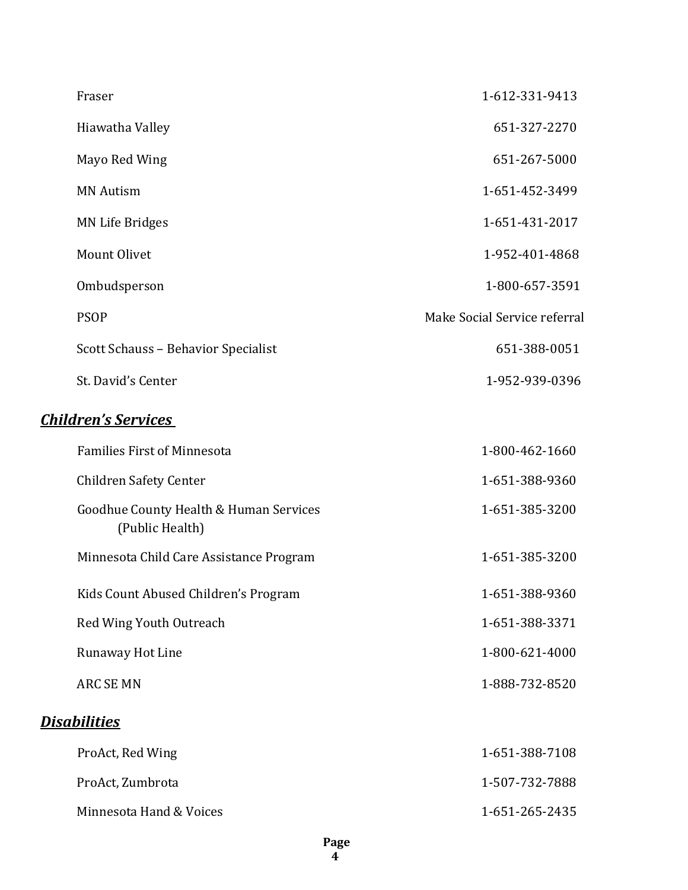| | |
|---|---|
| Fraser | 1-612-331-9413 |
| Hiawatha Valley | 651-327-2270 |
| Mayo Red Wing | 651-267-5000 |
| MN Autism | 1-651-452-3499 |
| MN Life Bridges | 1-651-431-2017 |
| Mount Olivet | 1-952-401-4868 |
| Ombudsperson | 1-800-657-3591 |
| PSOP | Make Social Service referral |
| Scott Schauss – Behavior Specialist | 651-388-0051 |
| St. David's Center | 1-952-939-0396 |

## ***Children's Services***

| | |
|---|---|
| Families First of Minnesota | 1-800-462-1660 |
| Children Safety Center | 1-651-388-9360 |
| Goodhue County Health & Human Services (Public Health) | 1-651-385-3200 |
| Minnesota Child Care Assistance Program | 1-651-385-3200 |
| Kids Count Abused Children's Program | 1-651-388-9360 |
| Red Wing Youth Outreach | 1-651-388-3371 |
| Runaway Hot Line | 1-800-621-4000 |
| ARC SE MN | 1-888-732-8520 |

## ***Disabilities***

| | |
|---|---|
| ProAct, Red Wing | 1-651-388-7108 |
| ProAct, Zumbrota | 1-507-732-7888 |
| Minnesota Hand & Voices | 1-651-265-2435 |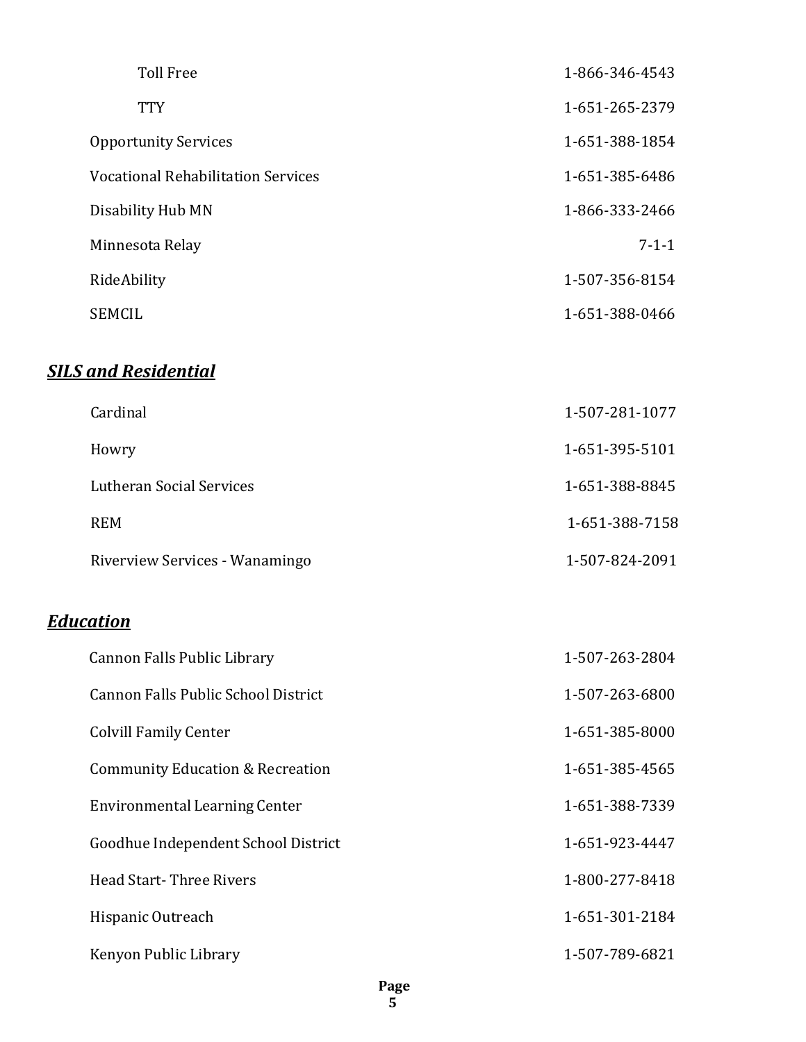| | |
|---|---|
| Toll Free | 1-866-346-4543 |
| TTY | 1-651-265-2379 |
| Opportunity Services | 1-651-388-1854 |
| Vocational Rehabilitation Services | 1-651-385-6486 |
| Disability Hub MN | 1-866-333-2466 |
| Minnesota Relay | 7-1-1 |
| RideAbility | 1-507-356-8154 |
| SEMCIL | 1-651-388-0466 |

## ***SILS and Residential***

| | |
|---|---|
| Cardinal | 1-507-281-1077 |
| Howry | 1-651-395-5101 |
| Lutheran Social Services | 1-651-388-8845 |
| REM | 1-651-388-7158 |
| Riverview Services - Wanamingo | 1-507-824-2091 |

## ***Education***

| | |
|---|---|
| Cannon Falls Public Library | 1-507-263-2804 |
| Cannon Falls Public School District | 1-507-263-6800 |
| Colvill Family Center | 1-651-385-8000 |
| Community Education & Recreation | 1-651-385-4565 |
| Environmental Learning Center | 1-651-388-7339 |
| Goodhue Independent School District | 1-651-923-4447 |
| Head Start- Three Rivers | 1-800-277-8418 |
| Hispanic Outreach | 1-651-301-2184 |
| Kenyon Public Library | 1-507-789-6821 |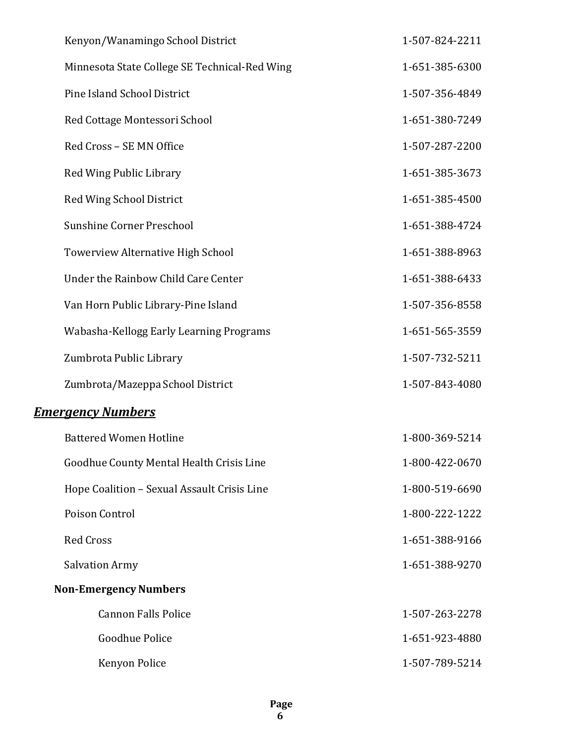| | |
|---|---|
| Kenyon/Wanamingo School District | 1-507-824-2211 |
| Minnesota State College SE Technical-Red Wing | 1-651-385-6300 |
| Pine Island School District | 1-507-356-4849 |
| Red Cottage Montessori School | 1-651-380-7249 |
| Red Cross – SE MN Office | 1-507-287-2200 |
| Red Wing Public Library | 1-651-385-3673 |
| Red Wing School District | 1-651-385-4500 |
| Sunshine Corner Preschool | 1-651-388-4724 |
| Towerview Alternative High School | 1-651-388-8963 |
| Under the Rainbow Child Care Center | 1-651-388-6433 |
| Van Horn Public Library-Pine Island | 1-507-356-8558 |
| Wabasha-Kellogg Early Learning Programs | 1-651-565-3559 |
| Zumbrota Public Library | 1-507-732-5211 |
| Zumbrota/Mazeppa School District | 1-507-843-4080 |

## ***Emergency Numbers***

| | |
|---|---|
| Battered Women Hotline | 1-800-369-5214 |
| Goodhue County Mental Health Crisis Line | 1-800-422-0670 |
| Hope Coalition – Sexual Assault Crisis Line | 1-800-519-6690 |
| Poison Control | 1-800-222-1222 |
| Red Cross | 1-651-388-9166 |
| Salvation Army | 1-651-388-9270 |

**Non-Emergency Numbers**

| | |
|---|---|
| Cannon Falls Police | 1-507-263-2278 |
| Goodhue Police | 1-651-923-4880 |
| Kenyon Police | 1-507-789-5214 |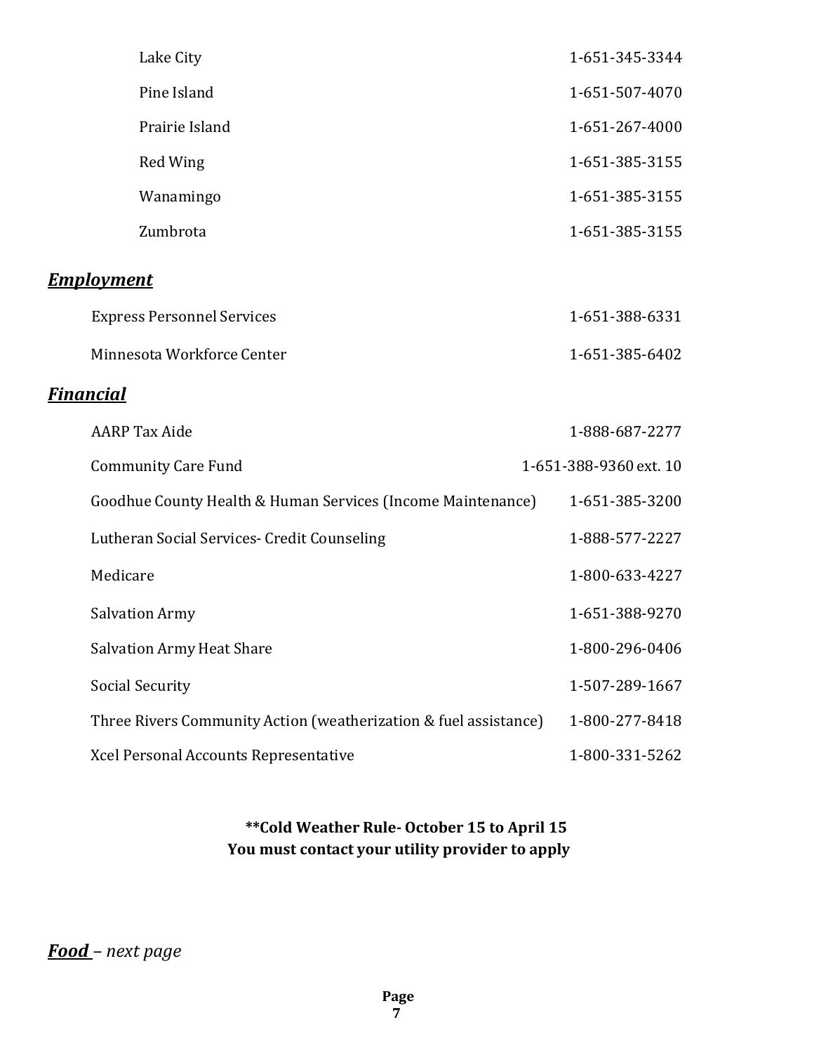| | |
|---|---|
| Lake City | 1-651-345-3344 |
| Pine Island | 1-651-507-4070 |
| Prairie Island | 1-651-267-4000 |
| Red Wing | 1-651-385-3155 |
| Wanamingo | 1-651-385-3155 |
| Zumbrota | 1-651-385-3155 |

## ***Employment***

| | |
|---|---|
| Express Personnel Services | 1-651-388-6331 |
| Minnesota Workforce Center | 1-651-385-6402 |

## ***Financial***

| | |
|---|---|
| AARP Tax Aide | 1-888-687-2277 |
| Community Care Fund | 1-651-388-9360 ext. 10 |
| Goodhue County Health & Human Services (Income Maintenance) | 1-651-385-3200 |
| Lutheran Social Services- Credit Counseling | 1-888-577-2227 |
| Medicare | 1-800-633-4227 |
| Salvation Army | 1-651-388-9270 |
| Salvation Army Heat Share | 1-800-296-0406 |
| Social Security | 1-507-289-1667 |
| Three Rivers Community Action (weatherization & fuel assistance) | 1-800-277-8418 |
| Xcel Personal Accounts Representative | 1-800-331-5262 |

**\*\*Cold Weather Rule- October 15 to April 15**
**You must contact your utility provider to apply**

***Food*** *– next page*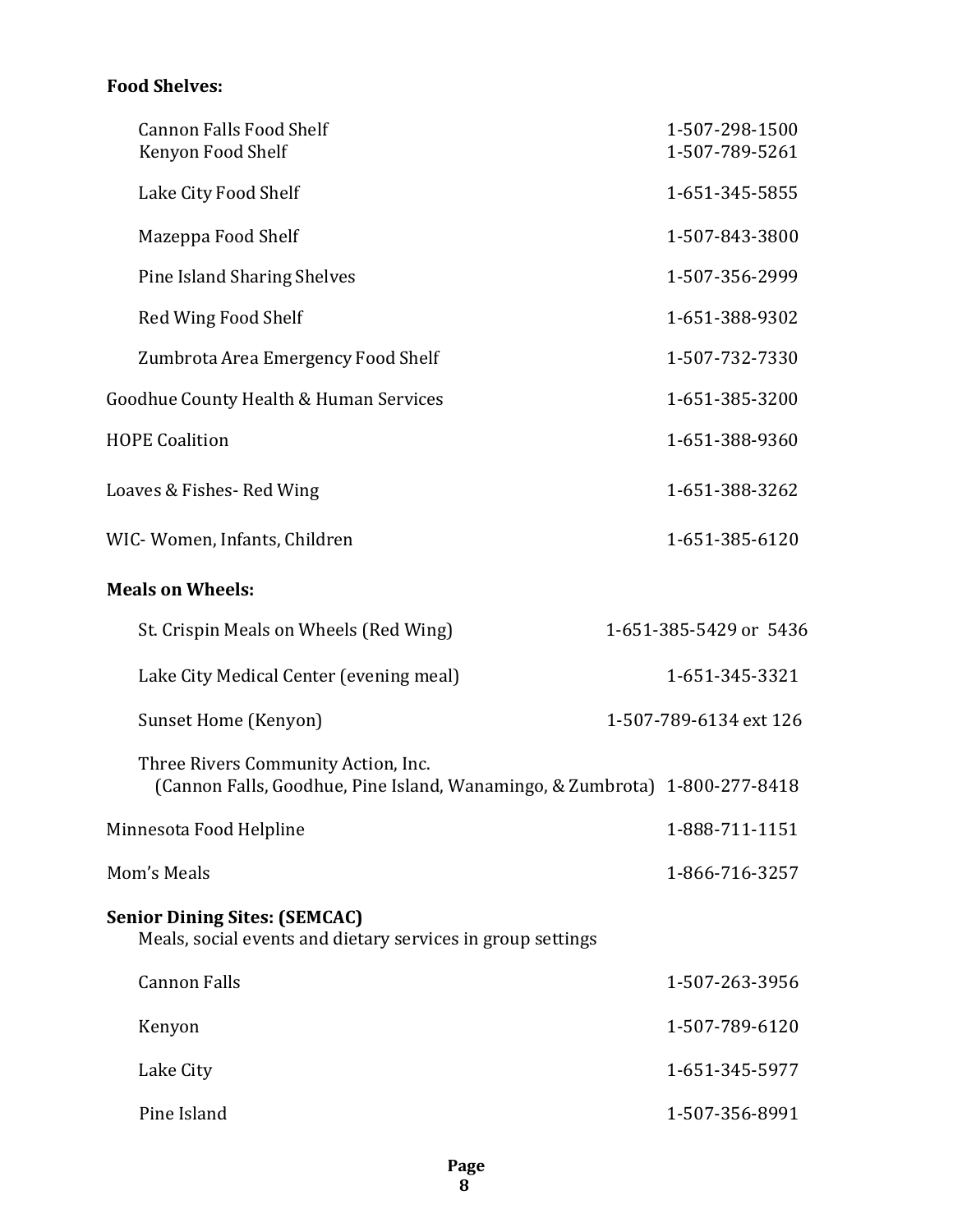**Food Shelves:**

| | |
|---|---|
| Cannon Falls Food Shelf | 1-507-298-1500 |
| Kenyon Food Shelf | 1-507-789-5261 |
| Lake City Food Shelf | 1-651-345-5855 |
| Mazeppa Food Shelf | 1-507-843-3800 |
| Pine Island Sharing Shelves | 1-507-356-2999 |
| Red Wing Food Shelf | 1-651-388-9302 |
| Zumbrota Area Emergency Food Shelf | 1-507-732-7330 |

| | |
|---|---|
| Goodhue County Health & Human Services | 1-651-385-3200 |
| HOPE Coalition | 1-651-388-9360 |
| Loaves & Fishes- Red Wing | 1-651-388-3262 |
| WIC- Women, Infants, Children | 1-651-385-6120 |

**Meals on Wheels:**

| | |
|---|---|
| St. Crispin Meals on Wheels (Red Wing) | 1-651-385-5429 or 5436 |
| Lake City Medical Center (evening meal) | 1-651-345-3321 |
| Sunset Home (Kenyon) | 1-507-789-6134 ext 126 |
| Three Rivers Community Action, Inc. (Cannon Falls, Goodhue, Pine Island, Wanamingo, & Zumbrota) | 1-800-277-8418 |

| | |
|---|---|
| Minnesota Food Helpline | 1-888-711-1151 |
| Mom's Meals | 1-866-716-3257 |

**Senior Dining Sites: (SEMCAC)**

Meals, social events and dietary services in group settings

| | |
|---|---|
| Cannon Falls | 1-507-263-3956 |
| Kenyon | 1-507-789-6120 |
| Lake City | 1-651-345-5977 |
| Pine Island | 1-507-356-8991 |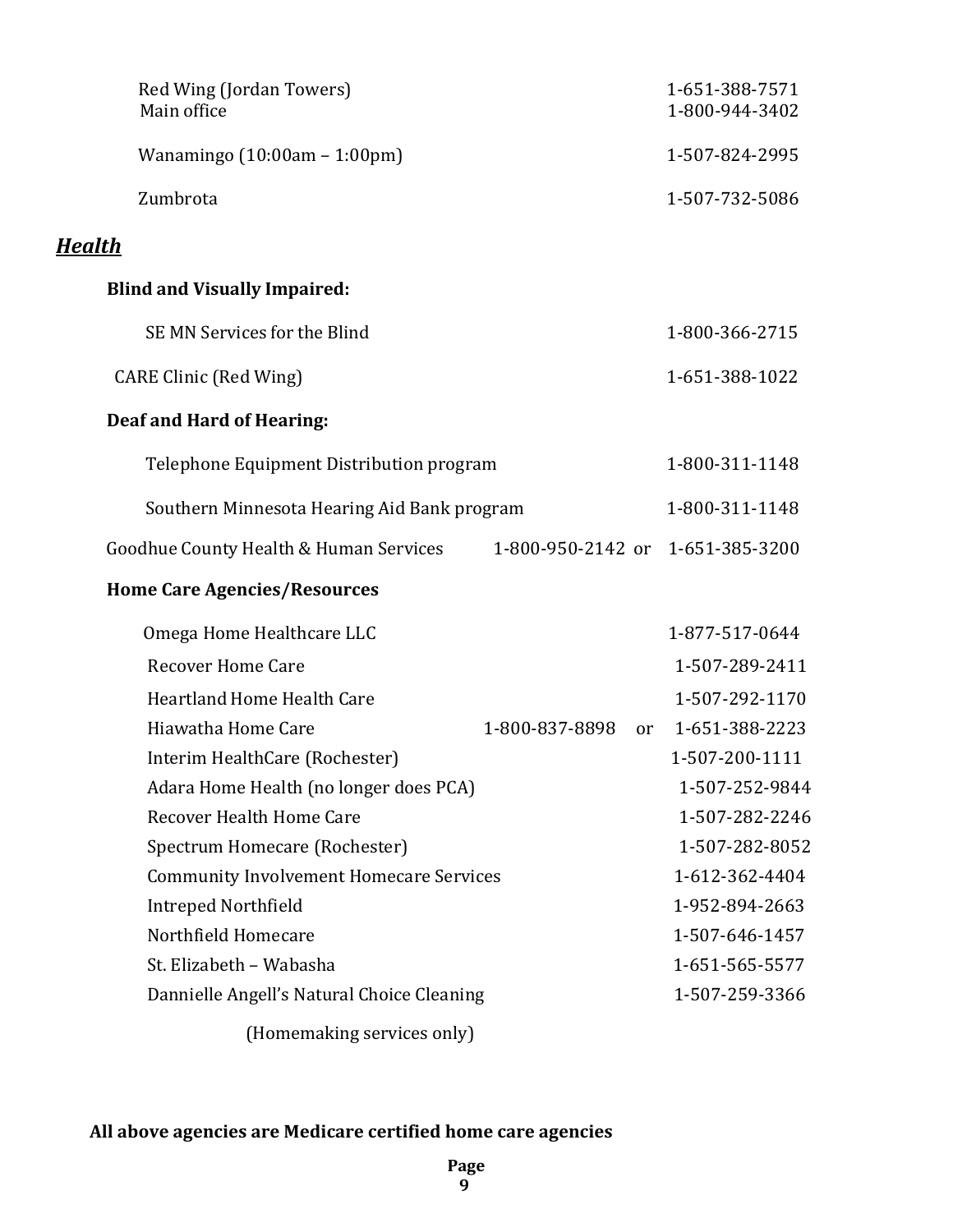Red Wing (Jordan Towers) 1-651-388-7571
Main office 1-800-944-3402

Wanamingo (10:00am – 1:00pm) 1-507-824-2995

Zumbrota 1-507-732-5086

## ***Health***

**Blind and Visually Impaired:**

SE MN Services for the Blind 1-800-366-2715

CARE Clinic (Red Wing) 1-651-388-1022

**Deaf and Hard of Hearing:**

Telephone Equipment Distribution program 1-800-311-1148

Southern Minnesota Hearing Aid Bank program 1-800-311-1148

Goodhue County Health & Human Services 1-800-950-2142 or 1-651-385-3200

**Home Care Agencies/Resources**

Omega Home Healthcare LLC 1-877-517-0644
Recover Home Care 1-507-289-2411
Heartland Home Health Care 1-507-292-1170
Hiawatha Home Care 1-800-837-8898 or 1-651-388-2223
Interim HealthCare (Rochester) 1-507-200-1111
Adara Home Health (no longer does PCA) 1-507-252-9844
Recover Health Home Care 1-507-282-2246
Spectrum Homecare (Rochester) 1-507-282-8052
Community Involvement Homecare Services 1-612-362-4404
Intreped Northfield 1-952-894-2663
Northfield Homecare 1-507-646-1457
St. Elizabeth – Wabasha 1-651-565-5577
Dannielle Angell's Natural Choice Cleaning 1-507-259-3366
(Homemaking services only)

**All above agencies are Medicare certified home care agencies**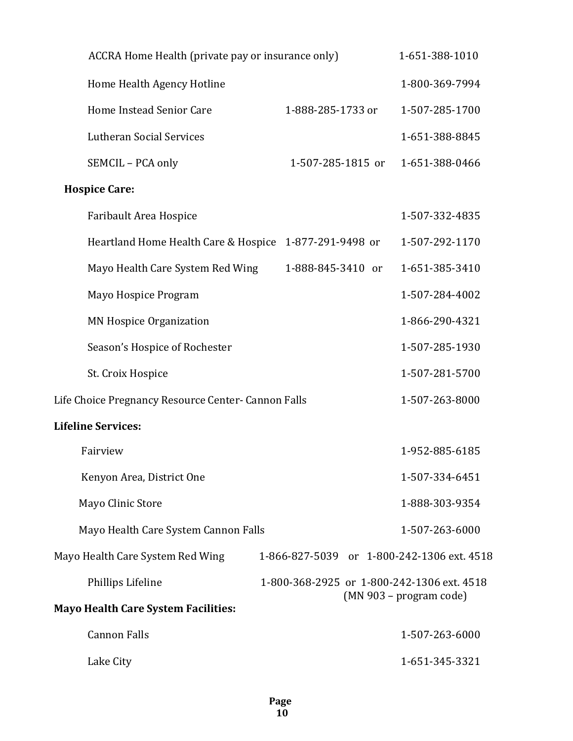ACCRA Home Health (private pay or insurance only) 1-651-388-1010

Home Health Agency Hotline 1-800-369-7994

Home Instead Senior Care 1-888-285-1733 or 1-507-285-1700

Lutheran Social Services 1-651-388-8845

SEMCIL – PCA only 1-507-285-1815 or 1-651-388-0466

**Hospice Care:**

Faribault Area Hospice 1-507-332-4835

Heartland Home Health Care & Hospice 1-877-291-9498 or 1-507-292-1170

Mayo Health Care System Red Wing 1-888-845-3410 or 1-651-385-3410

Mayo Hospice Program 1-507-284-4002

MN Hospice Organization 1-866-290-4321

Season's Hospice of Rochester 1-507-285-1930

St. Croix Hospice 1-507-281-5700

Life Choice Pregnancy Resource Center- Cannon Falls 1-507-263-8000

**Lifeline Services:**

Fairview 1-952-885-6185

Kenyon Area, District One 1-507-334-6451

Mayo Clinic Store 1-888-303-9354

Mayo Health Care System Cannon Falls 1-507-263-6000

Mayo Health Care System Red Wing 1-866-827-5039 or 1-800-242-1306 ext. 4518

Phillips Lifeline 1-800-368-2925 or 1-800-242-1306 ext. 4518 (MN 903 – program code)

**Mayo Health Care System Facilities:**

Cannon Falls 1-507-263-6000

Lake City 1-651-345-3321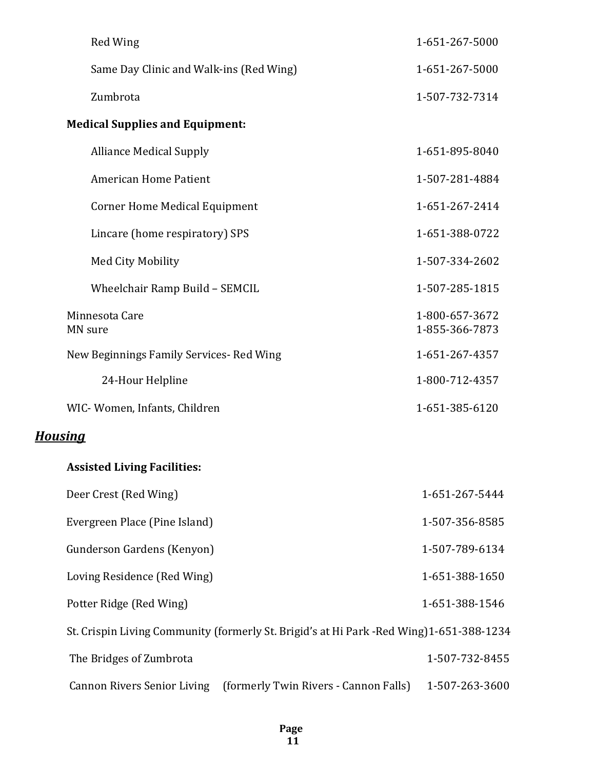| | |
|---|---|
| Red Wing | 1-651-267-5000 |
| Same Day Clinic and Walk-ins (Red Wing) | 1-651-267-5000 |
| Zumbrota | 1-507-732-7314 |

**Medical Supplies and Equipment:**

| | |
|---|---|
| Alliance Medical Supply | 1-651-895-8040 |
| American Home Patient | 1-507-281-4884 |
| Corner Home Medical Equipment | 1-651-267-2414 |
| Lincare (home respiratory) SPS | 1-651-388-0722 |
| Med City Mobility | 1-507-334-2602 |
| Wheelchair Ramp Build – SEMCIL | 1-507-285-1815 |

| | |
|---|---|
| Minnesota Care | 1-800-657-3672 |
| MN sure | 1-855-366-7873 |
| New Beginnings Family Services- Red Wing | 1-651-267-4357 |
| 24-Hour Helpline | 1-800-712-4357 |
| WIC- Women, Infants, Children | 1-651-385-6120 |

## ***Housing***

**Assisted Living Facilities:**

| | |
|---|---|
| Deer Crest (Red Wing) | 1-651-267-5444 |
| Evergreen Place (Pine Island) | 1-507-356-8585 |
| Gunderson Gardens (Kenyon) | 1-507-789-6134 |
| Loving Residence (Red Wing) | 1-651-388-1650 |
| Potter Ridge (Red Wing) | 1-651-388-1546 |
| St. Crispin Living Community (formerly St. Brigid's at Hi Park -Red Wing) | 1-651-388-1234 |
| The Bridges of Zumbrota | 1-507-732-8455 |
| Cannon Rivers Senior Living (formerly Twin Rivers - Cannon Falls) | 1-507-263-3600 |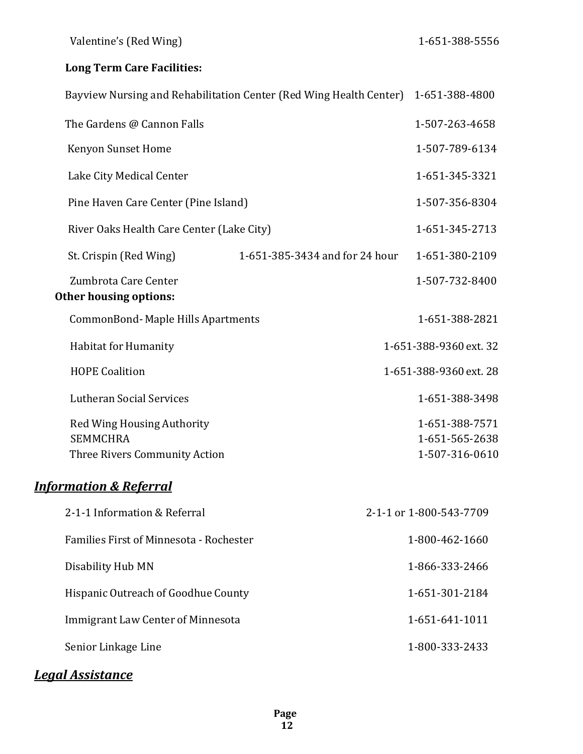Valentine's (Red Wing) 1-651-388-5556

**Long Term Care Facilities:**

Bayview Nursing and Rehabilitation Center (Red Wing Health Center) 1-651-388-4800

The Gardens @ Cannon Falls 1-507-263-4658

Kenyon Sunset Home 1-507-789-6134

Lake City Medical Center 1-651-345-3321

Pine Haven Care Center (Pine Island) 1-507-356-8304

River Oaks Health Care Center (Lake City) 1-651-345-2713

St. Crispin (Red Wing) 1-651-385-3434 and for 24 hour 1-651-380-2109

Zumbrota Care Center 1-507-732-8400

**Other housing options:**

CommonBond- Maple Hills Apartments 1-651-388-2821

Habitat for Humanity 1-651-388-9360 ext. 32

HOPE Coalition 1-651-388-9360 ext. 28

Lutheran Social Services 1-651-388-3498

Red Wing Housing Authority 1-651-388-7571

SEMMCHRA 1-651-565-2638

Three Rivers Community Action 1-507-316-0610

## ***Information & Referral***

2-1-1 Information & Referral 2-1-1 or 1-800-543-7709

Families First of Minnesota - Rochester 1-800-462-1660

Disability Hub MN 1-866-333-2466

Hispanic Outreach of Goodhue County 1-651-301-2184

Immigrant Law Center of Minnesota 1-651-641-1011

Senior Linkage Line 1-800-333-2433

## ***Legal Assistance***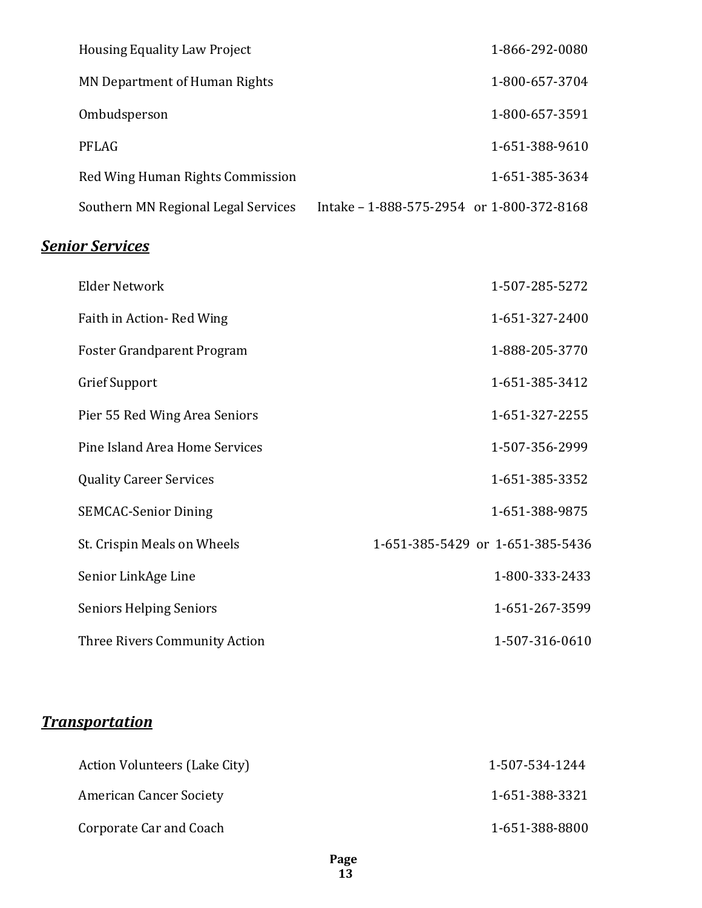Housing Equality Law Project 1-866-292-0080

MN Department of Human Rights 1-800-657-3704

Ombudsperson 1-800-657-3591

PFLAG 1-651-388-9610

Red Wing Human Rights Commission 1-651-385-3634

Southern MN Regional Legal Services Intake – 1-888-575-2954 or 1-800-372-8168

## ***Senior Services***

Elder Network 1-507-285-5272

Faith in Action- Red Wing 1-651-327-2400

Foster Grandparent Program 1-888-205-3770

Grief Support 1-651-385-3412

Pier 55 Red Wing Area Seniors 1-651-327-2255

Pine Island Area Home Services 1-507-356-2999

Quality Career Services 1-651-385-3352

SEMCAC-Senior Dining 1-651-388-9875

St. Crispin Meals on Wheels 1-651-385-5429 or 1-651-385-5436

Senior LinkAge Line 1-800-333-2433

Seniors Helping Seniors 1-651-267-3599

Three Rivers Community Action 1-507-316-0610

## ***Transportation***

Action Volunteers (Lake City) 1-507-534-1244

American Cancer Society 1-651-388-3321

Corporate Car and Coach 1-651-388-8800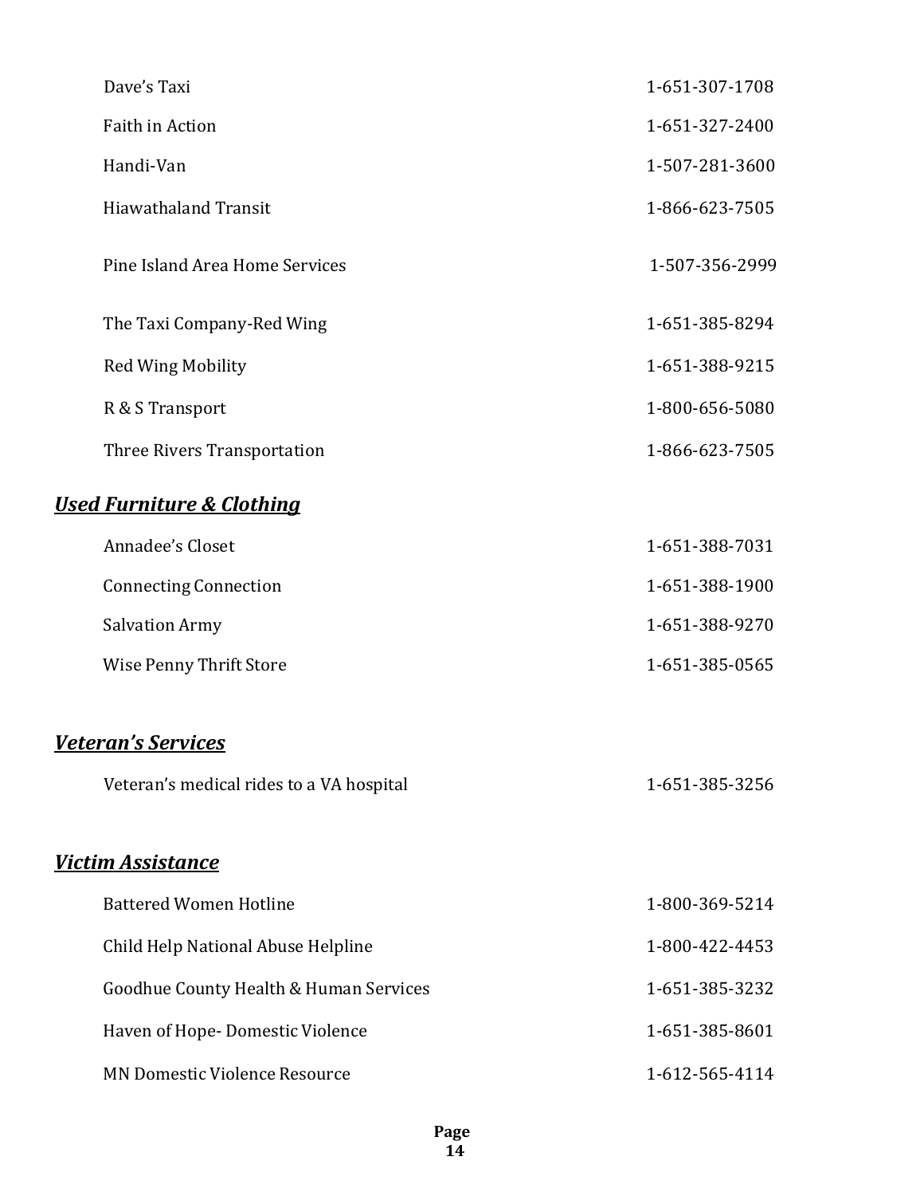| | |
|---|---|
| Dave's Taxi | 1-651-307-1708 |
| Faith in Action | 1-651-327-2400 |
| Handi-Van | 1-507-281-3600 |
| Hiawathaland Transit | 1-866-623-7505 |
| Pine Island Area Home Services | 1-507-356-2999 |
| The Taxi Company-Red Wing | 1-651-385-8294 |
| Red Wing Mobility | 1-651-388-9215 |
| R & S Transport | 1-800-656-5080 |
| Three Rivers Transportation | 1-866-623-7505 |

## ***Used Furniture & Clothing***

| | |
|---|---|
| Annadee's Closet | 1-651-388-7031 |
| Connecting Connection | 1-651-388-1900 |
| Salvation Army | 1-651-388-9270 |
| Wise Penny Thrift Store | 1-651-385-0565 |

## ***Veteran's Services***

| | |
|---|---|
| Veteran's medical rides to a VA hospital | 1-651-385-3256 |

## ***Victim Assistance***

| | |
|---|---|
| Battered Women Hotline | 1-800-369-5214 |
| Child Help National Abuse Helpline | 1-800-422-4453 |
| Goodhue County Health & Human Services | 1-651-385-3232 |
| Haven of Hope- Domestic Violence | 1-651-385-8601 |
| MN Domestic Violence Resource | 1-612-565-4114 |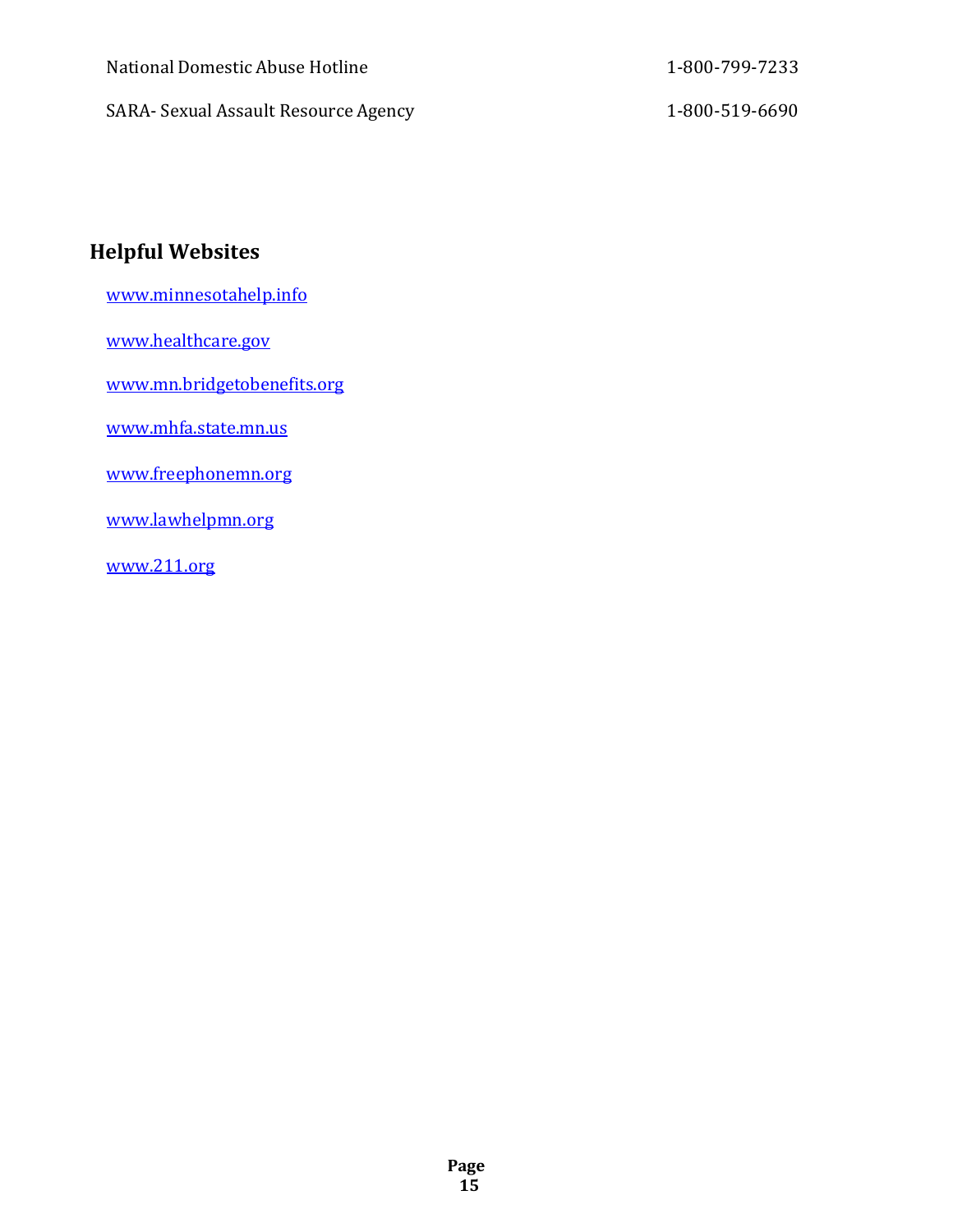| | |
|---|---|
| National Domestic Abuse Hotline | 1-800-799-7233 |
| SARA- Sexual Assault Resource Agency | 1-800-519-6690 |

## Helpful Websites

www.minnesotahelp.info

www.healthcare.gov

www.mn.bridgetobenefits.org

www.mhfa.state.mn.us

www.freephonemn.org

www.lawhelpmn.org

www.211.org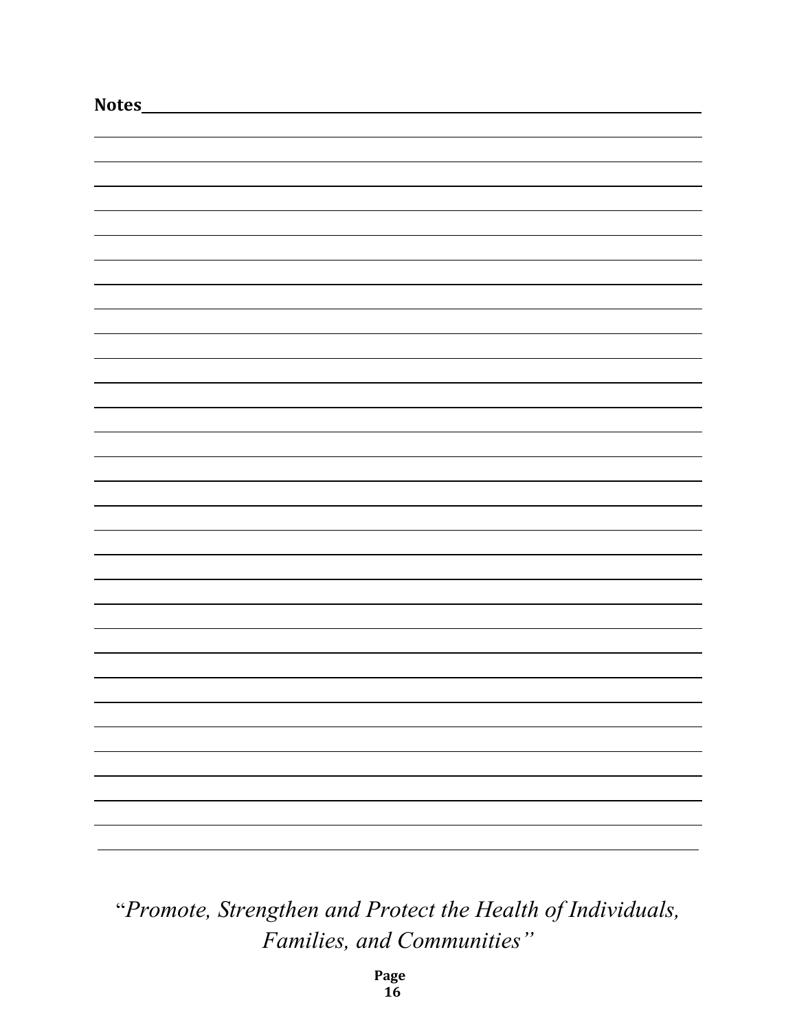**Notes**

*"Promote, Strengthen and Protect the Health of Individuals, Families, and Communities"*